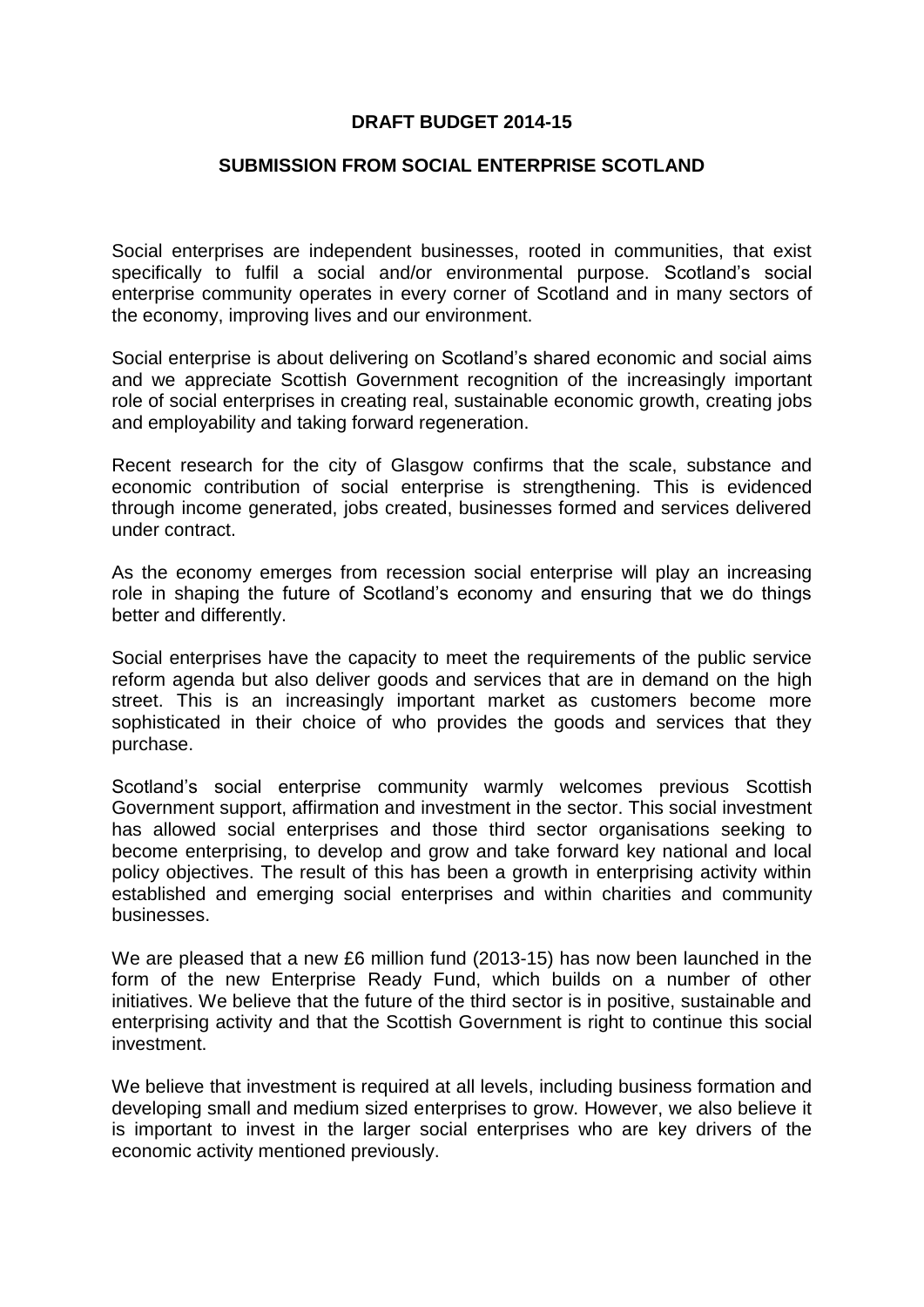**DRAFT BUDGET 2014-15**

**SUBMISSION FROM SOCIAL ENTERPRISE SCOTLAND**

Social enterprises are independent businesses, rooted in communities, that exist specifically to fulfil a social and/or environmental purpose. Scotland's social enterprise community operates in every corner of Scotland and in many sectors of the economy, improving lives and our environment.

Social enterprise is about delivering on Scotland's shared economic and social aims and we appreciate Scottish Government recognition of the increasingly important role of social enterprises in creating real, sustainable economic growth, creating jobs and employability and taking forward regeneration.

Recent research for the city of Glasgow confirms that the scale, substance and economic contribution of social enterprise is strengthening. This is evidenced through income generated, jobs created, businesses formed and services delivered under contract.

As the economy emerges from recession social enterprise will play an increasing role in shaping the future of Scotland's economy and ensuring that we do things better and differently.

Social enterprises have the capacity to meet the requirements of the public service reform agenda but also deliver goods and services that are in demand on the high street. This is an increasingly important market as customers become more sophisticated in their choice of who provides the goods and services that they purchase.

Scotland's social enterprise community warmly welcomes previous Scottish Government support, affirmation and investment in the sector. This social investment has allowed social enterprises and those third sector organisations seeking to become enterprising, to develop and grow and take forward key national and local policy objectives. The result of this has been a growth in enterprising activity within established and emerging social enterprises and within charities and community businesses.

We are pleased that a new £6 million fund (2013-15) has now been launched in the form of the new Enterprise Ready Fund, which builds on a number of other initiatives. We believe that the future of the third sector is in positive, sustainable and enterprising activity and that the Scottish Government is right to continue this social investment.

We believe that investment is required at all levels, including business formation and developing small and medium sized enterprises to grow. However, we also believe it is important to invest in the larger social enterprises who are key drivers of the economic activity mentioned previously.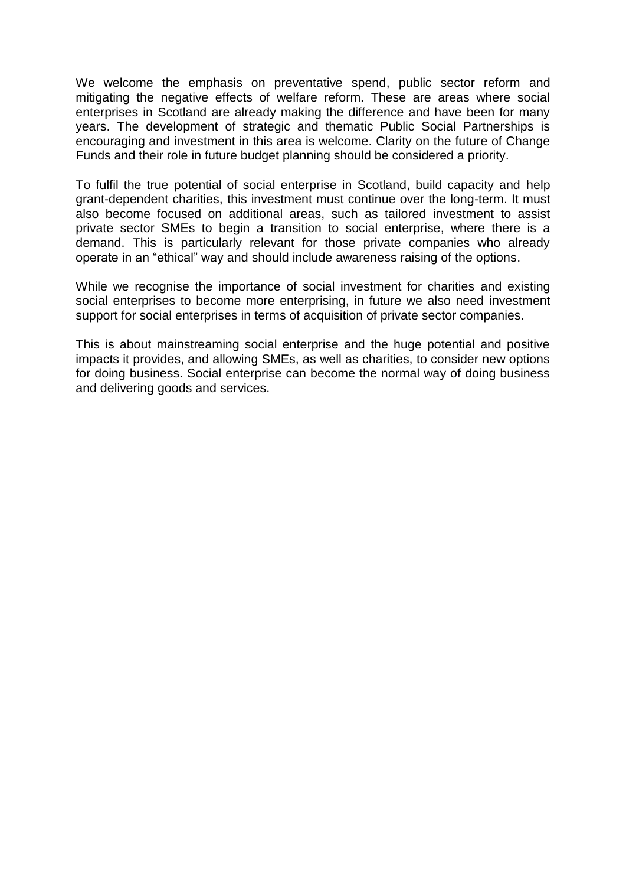We welcome the emphasis on preventative spend, public sector reform and mitigating the negative effects of welfare reform. These are areas where social enterprises in Scotland are already making the difference and have been for many years. The development of strategic and thematic Public Social Partnerships is encouraging and investment in this area is welcome. Clarity on the future of Change Funds and their role in future budget planning should be considered a priority.

To fulfil the true potential of social enterprise in Scotland, build capacity and help grant-dependent charities, this investment must continue over the long-term. It must also become focused on additional areas, such as tailored investment to assist private sector SMEs to begin a transition to social enterprise, where there is a demand. This is particularly relevant for those private companies who already operate in an "ethical" way and should include awareness raising of the options.

While we recognise the importance of social investment for charities and existing social enterprises to become more enterprising, in future we also need investment support for social enterprises in terms of acquisition of private sector companies.

This is about mainstreaming social enterprise and the huge potential and positive impacts it provides, and allowing SMEs, as well as charities, to consider new options for doing business. Social enterprise can become the normal way of doing business and delivering goods and services.